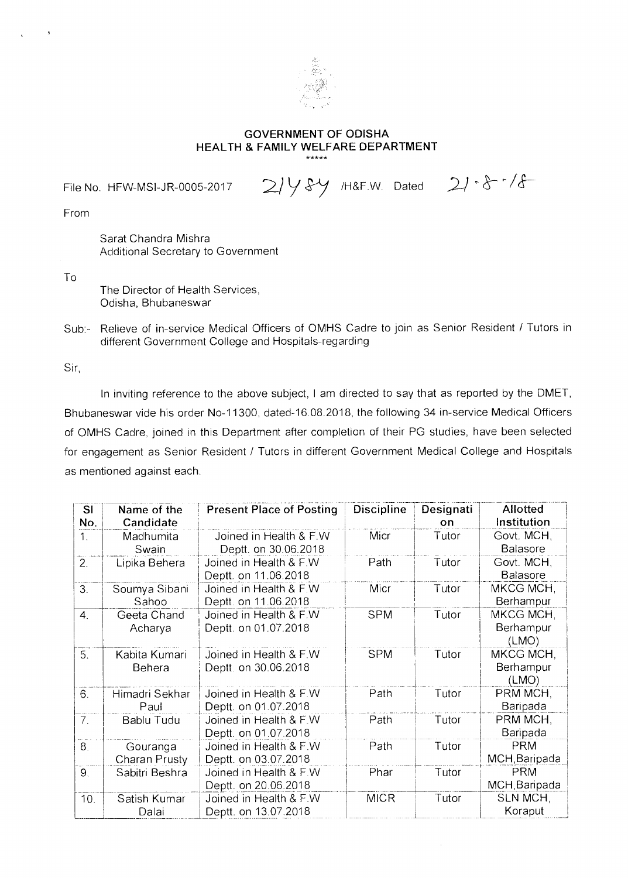# GOVERNMENT OF ODISHA
## HEALTH & FAMILY WELFARE DEPARTMENT

\*\*\*\*\*

File No. HFW-MSI-JR-0005-2017 21484 /H&F.W. Dated 21.8.18

From

Sarat Chandra Mishra
Additional Secretary to Government

To

The Director of Health Services,
Odisha, Bhubaneswar

Sub:- Relieve of in-service Medical Officers of OMHS Cadre to join as Senior Resident / Tutors in different Government College and Hospitals-regarding

Sir,

In inviting reference to the above subject, I am directed to say that as reported by the DMET, Bhubaneswar vide his order No-11300, dated-16.08.2018, the following 34 in-service Medical Officers of OMHS Cadre, joined in this Department after completion of their PG studies, have been selected for engagement as Senior Resident / Tutors in different Government Medical College and Hospitals as mentioned against each.

| Sl No. | Name of the Candidate | Present Place of Posting | Discipline | Designation | Allotted Institution |
|---|---|---|---|---|---|
| 1. | Madhumita Swain | Joined in Health & F.W Deptt. on 30.06.2018 | Micr | Tutor | Govt. MCH, Balasore |
| 2. | Lipika Behera | Joined in Health & F.W Deptt. on 11.06.2018 | Path | Tutor | Govt. MCH, Balasore |
| 3. | Soumya Sibani Sahoo | Joined in Health & F.W Deptt. on 11.06.2018 | Micr | Tutor | MKCG MCH, Berhampur |
| 4. | Geeta Chand Acharya | Joined in Health & F.W Deptt. on 01.07.2018 | SPM | Tutor | MKCG MCH, Berhampur (LMO) |
| 5. | Kabita Kumari Behera | Joined in Health & F.W Deptt. on 30.06.2018 | SPM | Tutor | MKCG MCH, Berhampur (LMO) |
| 6. | Himadri Sekhar Paul | Joined in Health & F.W Deptt. on 01.07.2018 | Path | Tutor | PRM MCH, Baripada |
| 7. | Bablu Tudu | Joined in Health & F.W Deptt. on 01.07.2018 | Path | Tutor | PRM MCH, Baripada |
| 8. | Gouranga Charan Prusty | Joined in Health & F.W Deptt. on 03.07.2018 | Path | Tutor | PRM MCH,Baripada |
| 9. | Sabitri Beshra | Joined in Health & F.W Deptt. on 20.06.2018 | Phar | Tutor | PRM MCH,Baripada |
| 10. | Satish Kumar Dalai | Joined in Health & F.W Deptt. on 13.07.2018 | MICR | Tutor | SLN MCH, Koraput |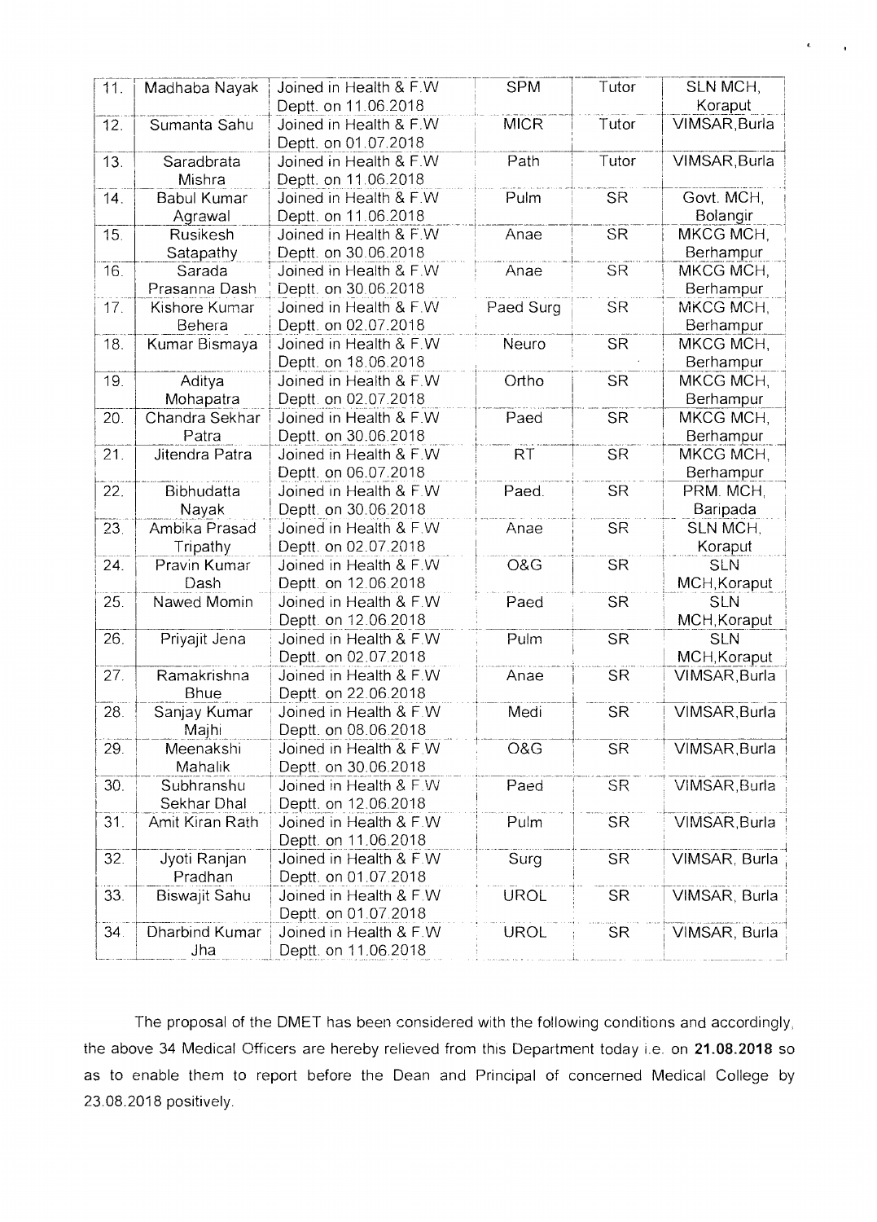| 11. | Madhaba Nayak | Joined in Health & F.W Deptt. on 11.06.2018 | SPM | Tutor | SLN MCH, Koraput |
|---|---|---|---|---|---|
| 12. | Sumanta Sahu | Joined in Health & F.W Deptt. on 01.07.2018 | MICR | Tutor | VIMSAR,Burla |
| 13. | Saradbrata Mishra | Joined in Health & F.W Deptt. on 11.06.2018 | Path | Tutor | VIMSAR,Burla |
| 14. | Babul Kumar Agrawal | Joined in Health & F.W Deptt. on 11.06.2018 | Pulm | SR | Govt. MCH, Bolangir |
| 15. | Rusikesh Satapathy | Joined in Health & F.W Deptt. on 30.06.2018 | Anae | SR | MKCG MCH, Berhampur |
| 16. | Sarada Prasanna Dash | Joined in Health & F.W Deptt. on 30.06.2018 | Anae | SR | MKCG MCH, Berhampur |
| 17. | Kishore Kumar Behera | Joined in Health & F.W Deptt. on 02.07.2018 | Paed Surg | SR | MKCG MCH, Berhampur |
| 18. | Kumar Bismaya | Joined in Health & F.W Deptt. on 18.06.2018 | Neuro | SR | MKCG MCH, Berhampur |
| 19. | Aditya Mohapatra | Joined in Health & F.W Deptt. on 02.07.2018 | Ortho | SR | MKCG MCH, Berhampur |
| 20. | Chandra Sekhar Patra | Joined in Health & F.W Deptt. on 30.06.2018 | Paed | SR | MKCG MCH, Berhampur |
| 21. | Jitendra Patra | Joined in Health & F.W Deptt. on 06.07.2018 | RT | SR | MKCG MCH, Berhampur |
| 22. | Bibhudatta Nayak | Joined in Health & F.W Deptt. on 30.06.2018 | Paed. | SR | PRM. MCH, Baripada |
| 23. | Ambika Prasad Tripathy | Joined in Health & F.W Deptt. on 02.07.2018 | Anae | SR | SLN MCH, Koraput |
| 24. | Pravin Kumar Dash | Joined in Health & F.W Deptt. on 12.06.2018 | O&G | SR | SLN MCH,Koraput |
| 25. | Nawed Momin | Joined in Health & F.W Deptt. on 12.06.2018 | Paed | SR | SLN MCH,Koraput |
| 26. | Priyajit Jena | Joined in Health & F.W Deptt. on 02.07.2018 | Pulm | SR | SLN MCH,Koraput |
| 27. | Ramakrishna Bhue | Joined in Health & F.W Deptt. on 22.06.2018 | Anae | SR | VIMSAR,Burla |
| 28. | Sanjay Kumar Majhi | Joined in Health & F.W Deptt. on 08.06.2018 | Medi | SR | VIMSAR,Burla |
| 29. | Meenakshi Mahalik | Joined in Health & F.W Deptt. on 30.06.2018 | O&G | SR | VIMSAR,Burla |
| 30. | Subhranshu Sekhar Dhal | Joined in Health & F.W Deptt. on 12.06.2018 | Paed | SR | VIMSAR,Burla |
| 31. | Amit Kiran Rath | Joined in Health & F.W Deptt. on 11.06.2018 | Pulm | SR | VIMSAR,Burla |
| 32. | Jyoti Ranjan Pradhan | Joined in Health & F.W Deptt. on 01.07.2018 | Surg | SR | VIMSAR, Burla |
| 33. | Biswajit Sahu | Joined in Health & F.W Deptt. on 01.07.2018 | UROL | SR | VIMSAR, Burla |
| 34. | Dharbind Kumar Jha | Joined in Health & F.W Deptt. on 11.06.2018 | UROL | SR | VIMSAR, Burla |

The proposal of the DMET has been considered with the following conditions and accordingly, the above 34 Medical Officers are hereby relieved from this Department today i.e. on **21.08.2018** so as to enable them to report before the Dean and Principal of concerned Medical College by 23.08.2018 positively.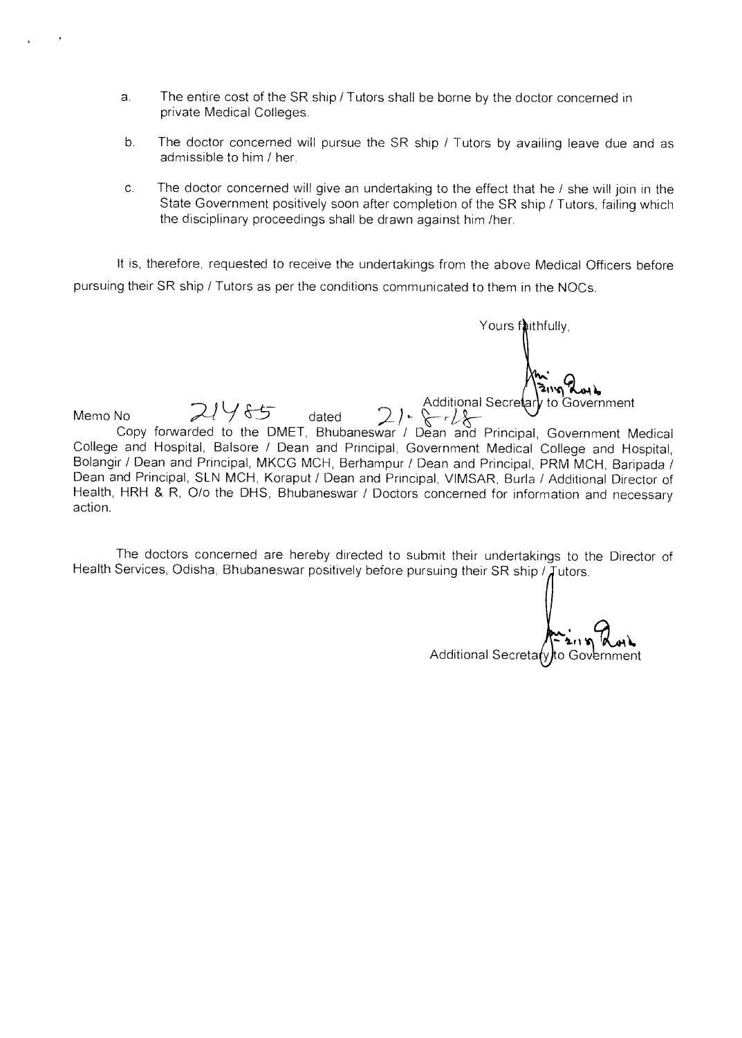a. The entire cost of the SR ship / Tutors shall be borne by the doctor concerned in private Medical Colleges.

b. The doctor concerned will pursue the SR ship / Tutors by availing leave due and as admissible to him / her.

c. The doctor concerned will give an undertaking to the effect that he / she will join in the State Government positively soon after completion of the SR ship / Tutors, failing which the disciplinary proceedings shall be drawn against him /her.

It is, therefore, requested to receive the undertakings from the above Medical Officers before pursuing their SR ship / Tutors as per the conditions communicated to them in the NOCs.

Yours faithfully,

Additional Secretary to Government

Memo No 21485 dated 21-8-18

Copy forwarded to the DMET, Bhubaneswar / Dean and Principal, Government Medical College and Hospital, Balsore / Dean and Principal, Government Medical College and Hospital, Bolangir / Dean and Principal, MKCG MCH, Berhampur / Dean and Principal, PRM MCH, Baripada / Dean and Principal, SLN MCH, Koraput / Dean and Principal, VIMSAR, Burla / Additional Director of Health, HRH & R, O/o the DHS, Bhubaneswar / Doctors concerned for information and necessary action.

The doctors concerned are hereby directed to submit their undertakings to the Director of Health Services, Odisha, Bhubaneswar positively before pursuing their SR ship / Tutors.

Additional Secretary to Government